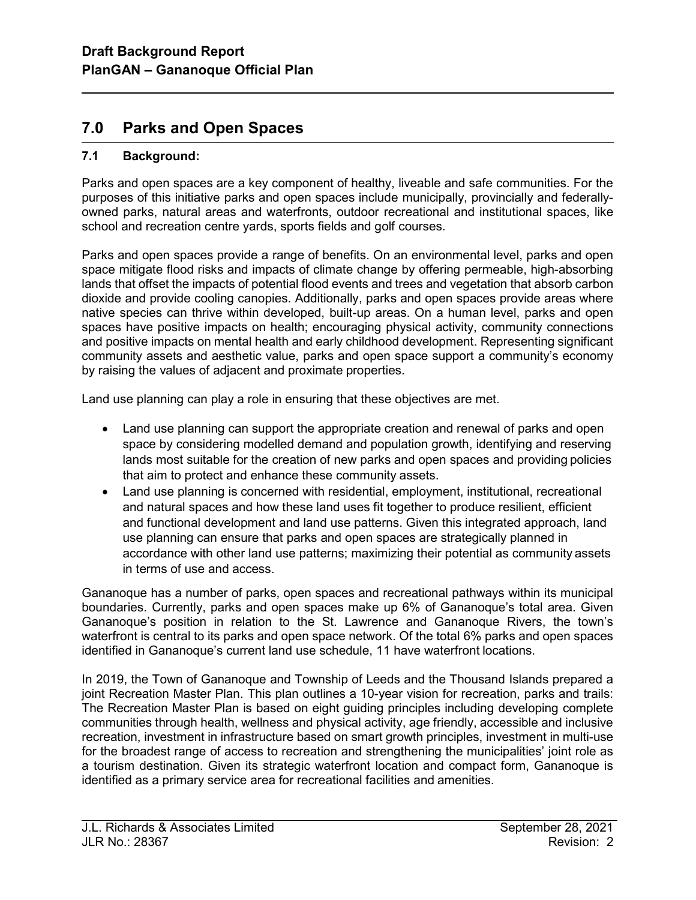## 7.0 Parks and Open Spaces

### 7.1 Background:

Parks and open spaces are a key component of healthy, liveable and safe communities. For the purposes of this initiative parks and open spaces include municipally, provincially and federally-owned parks, natural areas and waterfronts, outdoor recreational and institutional spaces, like school and recreation centre yards, sports fields and golf courses.

Parks and open spaces provide a range of benefits. On an environmental level, parks and open space mitigate flood risks and impacts of climate change by offering permeable, high-absorbing lands that offset the impacts of potential flood events and trees and vegetation that absorb carbon dioxide and provide cooling canopies. Additionally, parks and open spaces provide areas where native species can thrive within developed, built-up areas. On a human level, parks and open spaces have positive impacts on health; encouraging physical activity, community connections and positive impacts on mental health and early childhood development. Representing significant community assets and aesthetic value, parks and open space support a community's economy by raising the values of adjacent and proximate properties.

Land use planning can play a role in ensuring that these objectives are met.

- Land use planning can support the appropriate creation and renewal of parks and open space by considering modelled demand and population growth, identifying and reserving lands most suitable for the creation of new parks and open spaces and providing policies that aim to protect and enhance these community assets.
- Land use planning is concerned with residential, employment, institutional, recreational and natural spaces and how these land uses fit together to produce resilient, efficient and functional development and land use patterns. Given this integrated approach, land use planning can ensure that parks and open spaces are strategically planned in accordance with other land use patterns; maximizing their potential as community assets in terms of use and access.

Gananoque has a number of parks, open spaces and recreational pathways within its municipal boundaries. Currently, parks and open spaces make up 6% of Gananoque's total area. Given Gananoque's position in relation to the St. Lawrence and Gananoque Rivers, the town's waterfront is central to its parks and open space network. Of the total 6% parks and open spaces identified in Gananoque's current land use schedule, 11 have waterfront locations.

In 2019, the Town of Gananoque and Township of Leeds and the Thousand Islands prepared a joint Recreation Master Plan. This plan outlines a 10-year vision for recreation, parks and trails: The Recreation Master Plan is based on eight guiding principles including developing complete communities through health, wellness and physical activity, age friendly, accessible and inclusive recreation, investment in infrastructure based on smart growth principles, investment in multi-use for the broadest range of access to recreation and strengthening the municipalities' joint role as a tourism destination. Given its strategic waterfront location and compact form, Gananoque is identified as a primary service area for recreational facilities and amenities.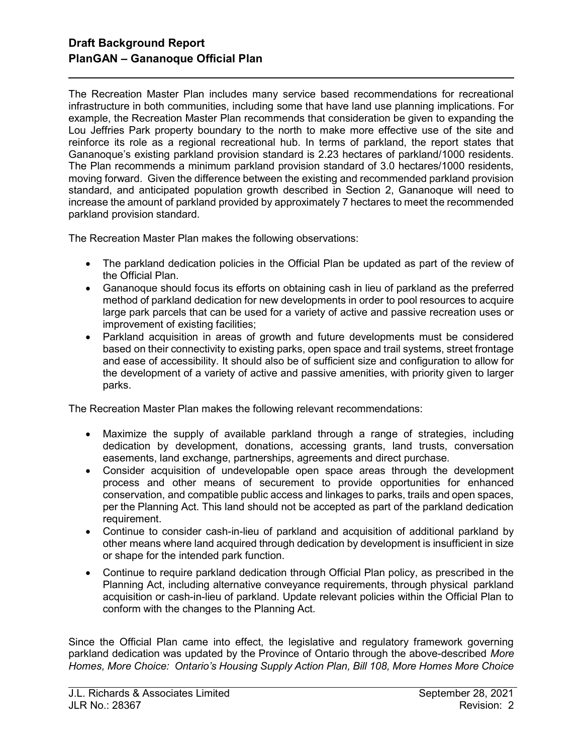The Recreation Master Plan includes many service based recommendations for recreational infrastructure in both communities, including some that have land use planning implications. For example, the Recreation Master Plan recommends that consideration be given to expanding the Lou Jeffries Park property boundary to the north to make more effective use of the site and reinforce its role as a regional recreational hub. In terms of parkland, the report states that Gananoque's existing parkland provision standard is 2.23 hectares of parkland/1000 residents. The Plan recommends a minimum parkland provision standard of 3.0 hectares/1000 residents, moving forward. Given the difference between the existing and recommended parkland provision standard, and anticipated population growth described in Section 2, Gananoque will need to increase the amount of parkland provided by approximately 7 hectares to meet the recommended parkland provision standard.

The Recreation Master Plan makes the following observations:

- The parkland dedication policies in the Official Plan be updated as part of the review of the Official Plan.
- Gananoque should focus its efforts on obtaining cash in lieu of parkland as the preferred method of parkland dedication for new developments in order to pool resources to acquire large park parcels that can be used for a variety of active and passive recreation uses or improvement of existing facilities;
- Parkland acquisition in areas of growth and future developments must be considered based on their connectivity to existing parks, open space and trail systems, street frontage and ease of accessibility. It should also be of sufficient size and configuration to allow for the development of a variety of active and passive amenities, with priority given to larger parks.

The Recreation Master Plan makes the following relevant recommendations:

- Maximize the supply of available parkland through a range of strategies, including dedication by development, donations, accessing grants, land trusts, conversation easements, land exchange, partnerships, agreements and direct purchase.
- Consider acquisition of undevelopable open space areas through the development process and other means of securement to provide opportunities for enhanced conservation, and compatible public access and linkages to parks, trails and open spaces, per the Planning Act. This land should not be accepted as part of the parkland dedication requirement.
- Continue to consider cash-in-lieu of parkland and acquisition of additional parkland by other means where land acquired through dedication by development is insufficient in size or shape for the intended park function.
- Continue to require parkland dedication through Official Plan policy, as prescribed in the Planning Act, including alternative conveyance requirements, through physical parkland acquisition or cash-in-lieu of parkland. Update relevant policies within the Official Plan to conform with the changes to the Planning Act.

Since the Official Plan came into effect, the legislative and regulatory framework governing parkland dedication was updated by the Province of Ontario through the above-described *More Homes, More Choice: Ontario's Housing Supply Action Plan, Bill 108, More Homes More Choice*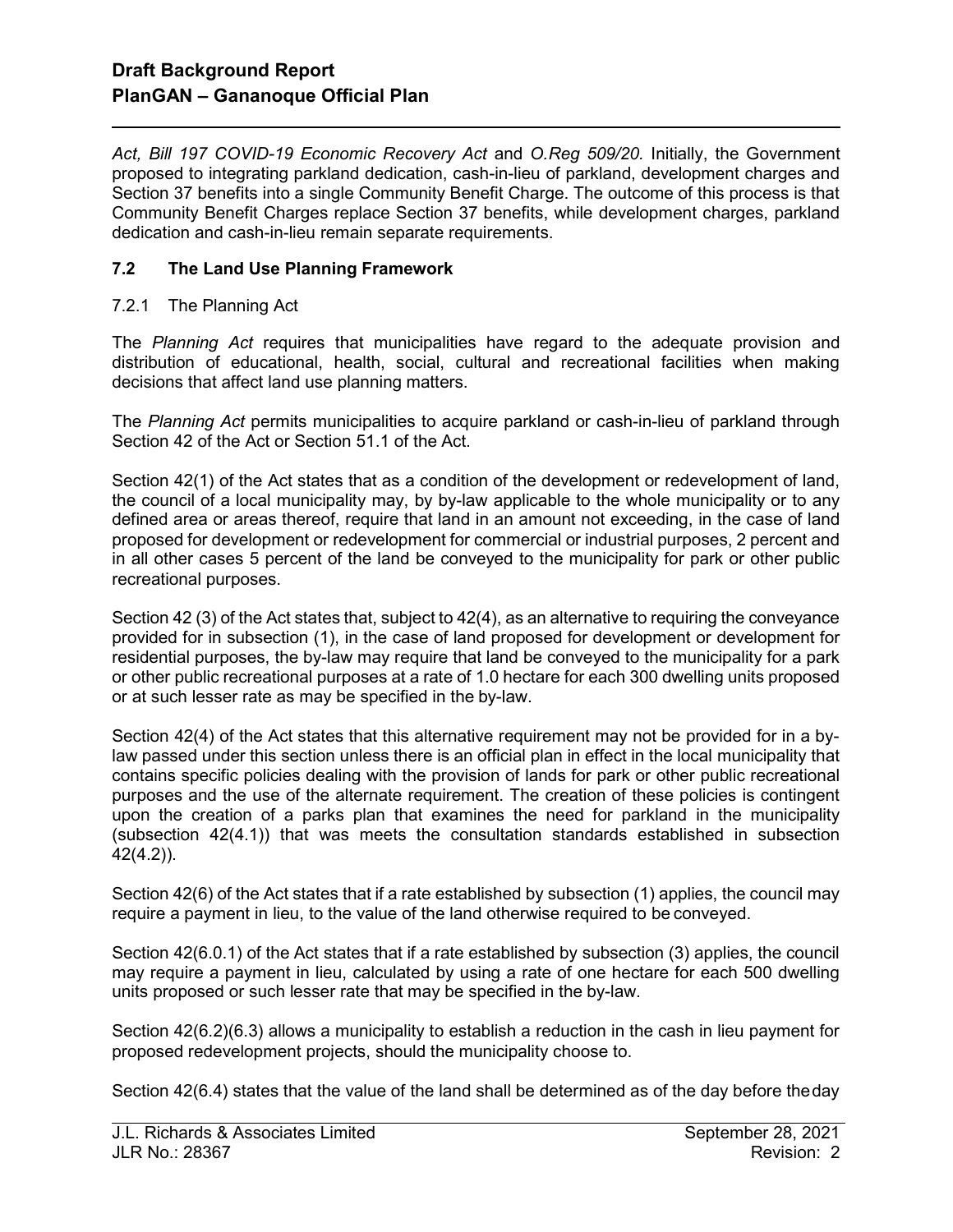*Act, Bill 197 COVID-19 Economic Recovery Act* and *O.Reg 509/20.* Initially, the Government proposed to integrating parkland dedication, cash-in-lieu of parkland, development charges and Section 37 benefits into a single Community Benefit Charge. The outcome of this process is that Community Benefit Charges replace Section 37 benefits, while development charges, parkland dedication and cash-in-lieu remain separate requirements.

### 7.2 The Land Use Planning Framework

#### 7.2.1 The Planning Act

The *Planning Act* requires that municipalities have regard to the adequate provision and distribution of educational, health, social, cultural and recreational facilities when making decisions that affect land use planning matters.

The *Planning Act* permits municipalities to acquire parkland or cash-in-lieu of parkland through Section 42 of the Act or Section 51.1 of the Act.

Section 42(1) of the Act states that as a condition of the development or redevelopment of land, the council of a local municipality may, by by-law applicable to the whole municipality or to any defined area or areas thereof, require that land in an amount not exceeding, in the case of land proposed for development or redevelopment for commercial or industrial purposes, 2 percent and in all other cases 5 percent of the land be conveyed to the municipality for park or other public recreational purposes.

Section 42 (3) of the Act states that, subject to 42(4), as an alternative to requiring the conveyance provided for in subsection (1), in the case of land proposed for development or development for residential purposes, the by-law may require that land be conveyed to the municipality for a park or other public recreational purposes at a rate of 1.0 hectare for each 300 dwelling units proposed or at such lesser rate as may be specified in the by-law.

Section 42(4) of the Act states that this alternative requirement may not be provided for in a by-law passed under this section unless there is an official plan in effect in the local municipality that contains specific policies dealing with the provision of lands for park or other public recreational purposes and the use of the alternate requirement. The creation of these policies is contingent upon the creation of a parks plan that examines the need for parkland in the municipality (subsection 42(4.1)) that was meets the consultation standards established in subsection 42(4.2)).

Section 42(6) of the Act states that if a rate established by subsection (1) applies, the council may require a payment in lieu, to the value of the land otherwise required to be conveyed.

Section 42(6.0.1) of the Act states that if a rate established by subsection (3) applies, the council may require a payment in lieu, calculated by using a rate of one hectare for each 500 dwelling units proposed or such lesser rate that may be specified in the by-law.

Section 42(6.2)(6.3) allows a municipality to establish a reduction in the cash in lieu payment for proposed redevelopment projects, should the municipality choose to.

Section 42(6.4) states that the value of the land shall be determined as of the day before the day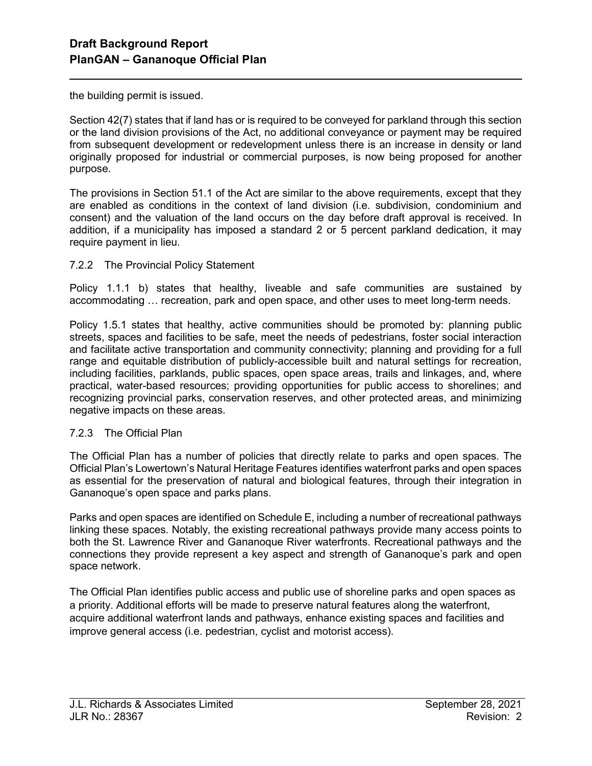the building permit is issued.

Section 42(7) states that if land has or is required to be conveyed for parkland through this section or the land division provisions of the Act, no additional conveyance or payment may be required from subsequent development or redevelopment unless there is an increase in density or land originally proposed for industrial or commercial purposes, is now being proposed for another purpose.

The provisions in Section 51.1 of the Act are similar to the above requirements, except that they are enabled as conditions in the context of land division (i.e. subdivision, condominium and consent) and the valuation of the land occurs on the day before draft approval is received. In addition, if a municipality has imposed a standard 2 or 5 percent parkland dedication, it may require payment in lieu.

### 7.2.2 The Provincial Policy Statement

Policy 1.1.1 b) states that healthy, liveable and safe communities are sustained by accommodating … recreation, park and open space, and other uses to meet long-term needs.

Policy 1.5.1 states that healthy, active communities should be promoted by: planning public streets, spaces and facilities to be safe, meet the needs of pedestrians, foster social interaction and facilitate active transportation and community connectivity; planning and providing for a full range and equitable distribution of publicly-accessible built and natural settings for recreation, including facilities, parklands, public spaces, open space areas, trails and linkages, and, where practical, water-based resources; providing opportunities for public access to shorelines; and recognizing provincial parks, conservation reserves, and other protected areas, and minimizing negative impacts on these areas.

### 7.2.3 The Official Plan

The Official Plan has a number of policies that directly relate to parks and open spaces. The Official Plan's Lowertown's Natural Heritage Features identifies waterfront parks and open spaces as essential for the preservation of natural and biological features, through their integration in Gananoque's open space and parks plans.

Parks and open spaces are identified on Schedule E, including a number of recreational pathways linking these spaces. Notably, the existing recreational pathways provide many access points to both the St. Lawrence River and Gananoque River waterfronts. Recreational pathways and the connections they provide represent a key aspect and strength of Gananoque's park and open space network.

The Official Plan identifies public access and public use of shoreline parks and open spaces as a priority. Additional efforts will be made to preserve natural features along the waterfront, acquire additional waterfront lands and pathways, enhance existing spaces and facilities and improve general access (i.e. pedestrian, cyclist and motorist access).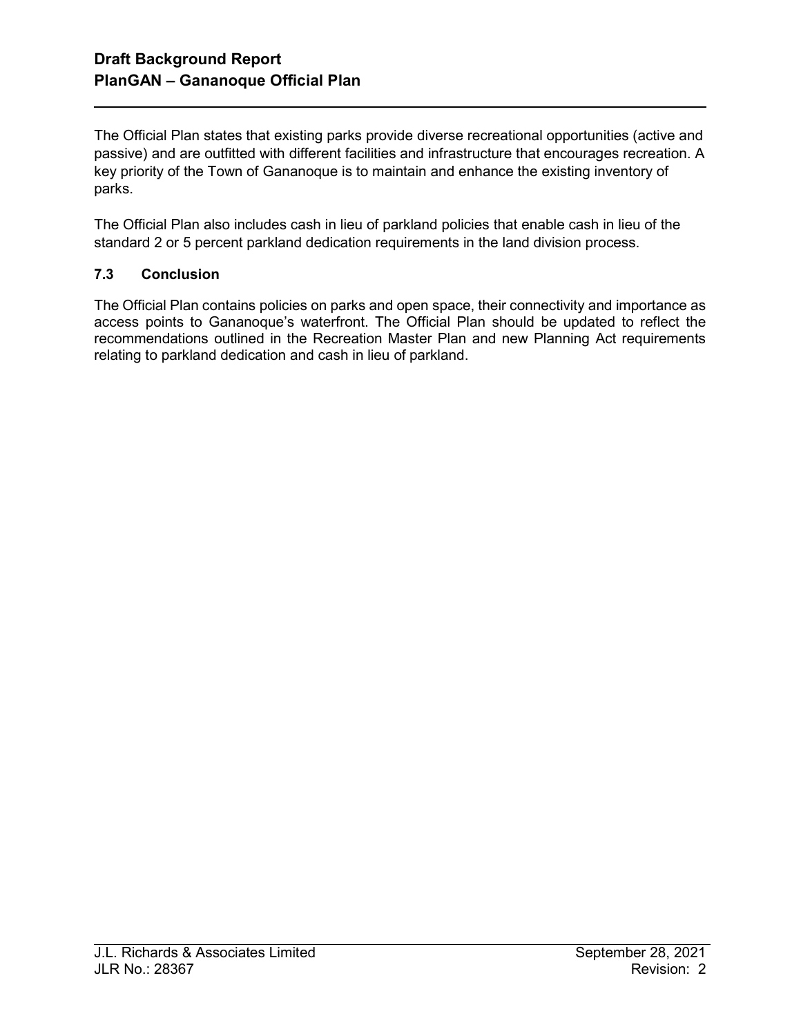The Official Plan states that existing parks provide diverse recreational opportunities (active and passive) and are outfitted with different facilities and infrastructure that encourages recreation. A key priority of the Town of Gananoque is to maintain and enhance the existing inventory of parks.

The Official Plan also includes cash in lieu of parkland policies that enable cash in lieu of the standard 2 or 5 percent parkland dedication requirements in the land division process.

### 7.3 Conclusion

The Official Plan contains policies on parks and open space, their connectivity and importance as access points to Gananoque's waterfront. The Official Plan should be updated to reflect the recommendations outlined in the Recreation Master Plan and new Planning Act requirements relating to parkland dedication and cash in lieu of parkland.